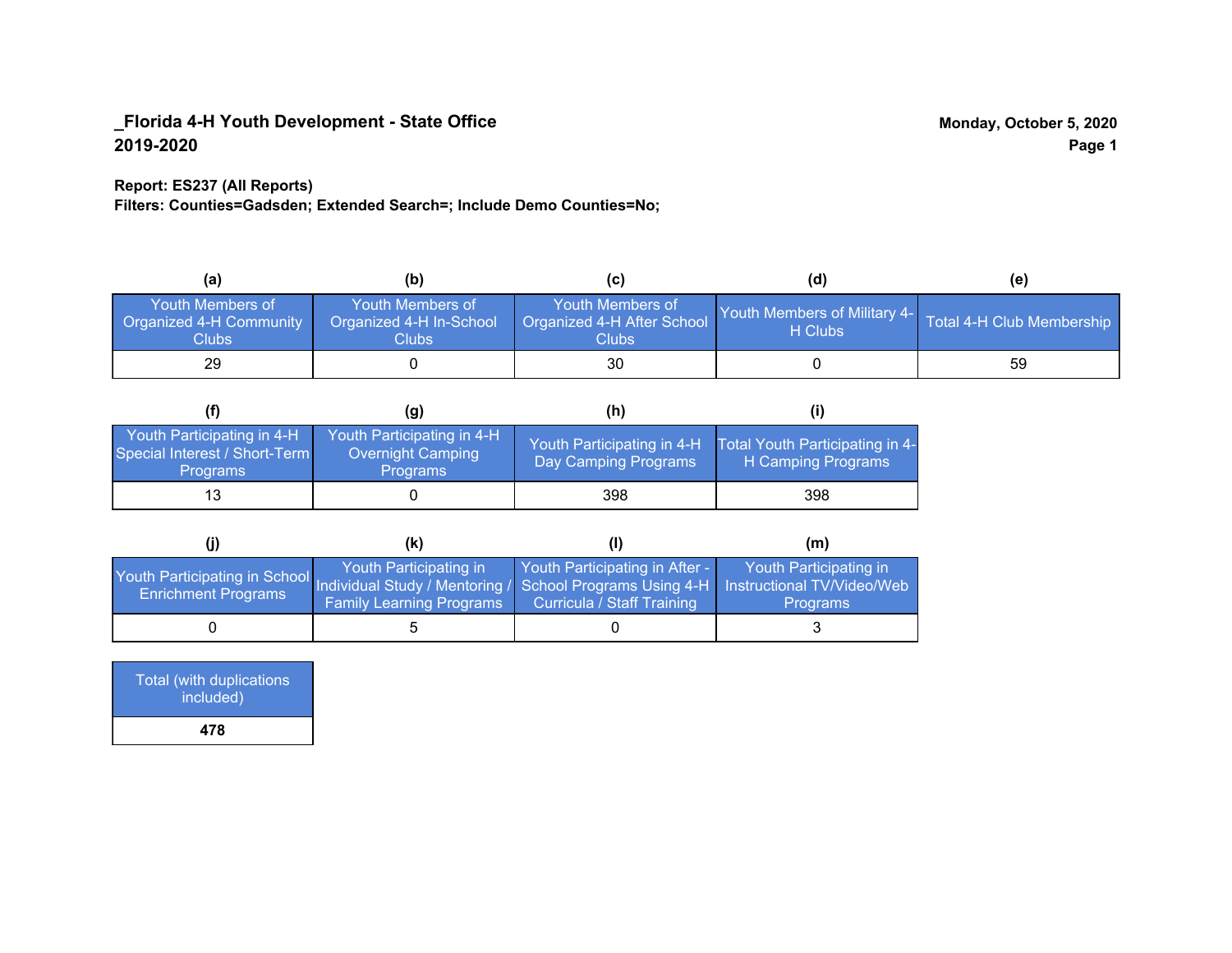**_Florida 4-H Youth Development - State Office**
**2019-2020**

**Monday, October 5, 2020**

**Report: ES237 (All Reports)**
**Filters: Counties=Gadsden; Extended Search=; Include Demo Counties=No;**

| (a) | (b) | (c) | (d) | (e) |
|---|---|---|---|---|
| Youth Members of Organized 4-H Community Clubs | Youth Members of Organized 4-H In-School Clubs | Youth Members of Organized 4-H After School Clubs | Youth Members of Military 4-H Clubs | Total 4-H Club Membership |
| 29 | 0 | 30 | 0 | 59 |

| (f) | (g) | (h) | (i) |
|---|---|---|---|
| Youth Participating in 4-H Special Interest / Short-Term Programs | Youth Participating in 4-H Overnight Camping Programs | Youth Participating in 4-H Day Camping Programs | Total Youth Participating in 4-H Camping Programs |
| 13 | 0 | 398 | 398 |

| (j) | (k) | (l) | (m) |
|---|---|---|---|
| Youth Participating in School Enrichment Programs | Youth Participating in Individual Study / Mentoring / Family Learning Programs | Youth Participating in After - School Programs Using 4-H Curricula / Staff Training | Youth Participating in Instructional TV/Video/Web Programs |
| 0 | 5 | 0 | 3 |

| Total (with duplications included) |
|---|
| **478** |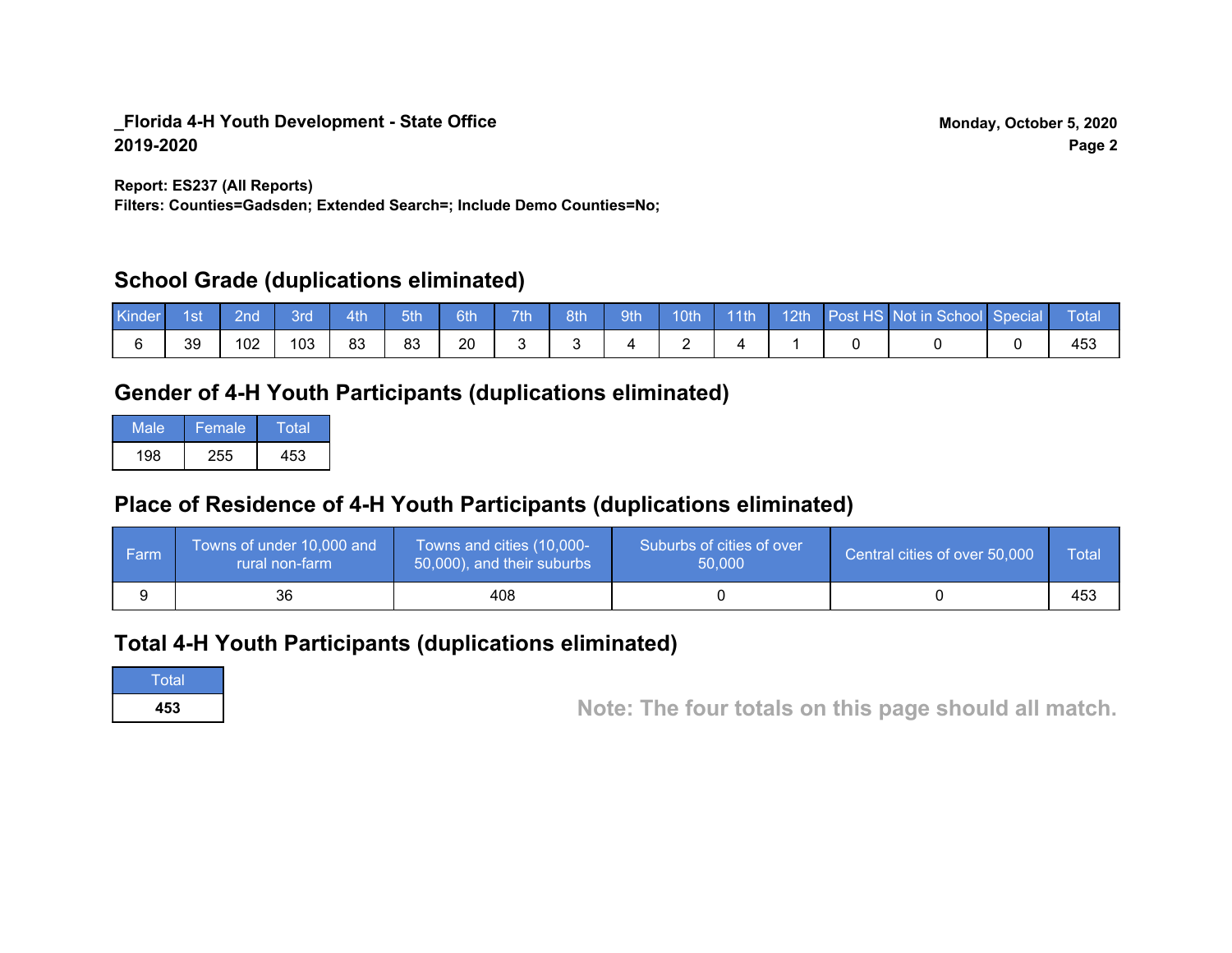_Florida 4-H Youth Development - State Office
2019-2020

Monday, October 5, 2020

**Report: ES237 (All Reports)**
**Filters: Counties=Gadsden; Extended Search=; Include Demo Counties=No;**

## School Grade (duplications eliminated)

| Kinder | 1st | 2nd | 3rd | 4th | 5th | 6th | 7th | 8th | 9th | 10th | 11th | 12th | Post HS | Not in School | Special | Total |
|---|---|---|---|---|---|---|---|---|---|---|---|---|---|---|---|---|
| 6 | 39 | 102 | 103 | 83 | 83 | 20 | 3 | 3 | 4 | 2 | 4 | 1 | 0 | 0 | 0 | 453 |

## Gender of 4-H Youth Participants (duplications eliminated)

| Male | Female | Total |
|---|---|---|
| 198 | 255 | 453 |

## Place of Residence of 4-H Youth Participants (duplications eliminated)

| Farm | Towns of under 10,000 and rural non-farm | Towns and cities (10,000-50,000), and their suburbs | Suburbs of cities of over 50,000 | Central cities of over 50,000 | Total |
|---|---|---|---|---|---|
| 9 | 36 | 408 | 0 | 0 | 453 |

## Total 4-H Youth Participants (duplications eliminated)

| Total |
|---|
| **453** |

**Note: The four totals on this page should all match.**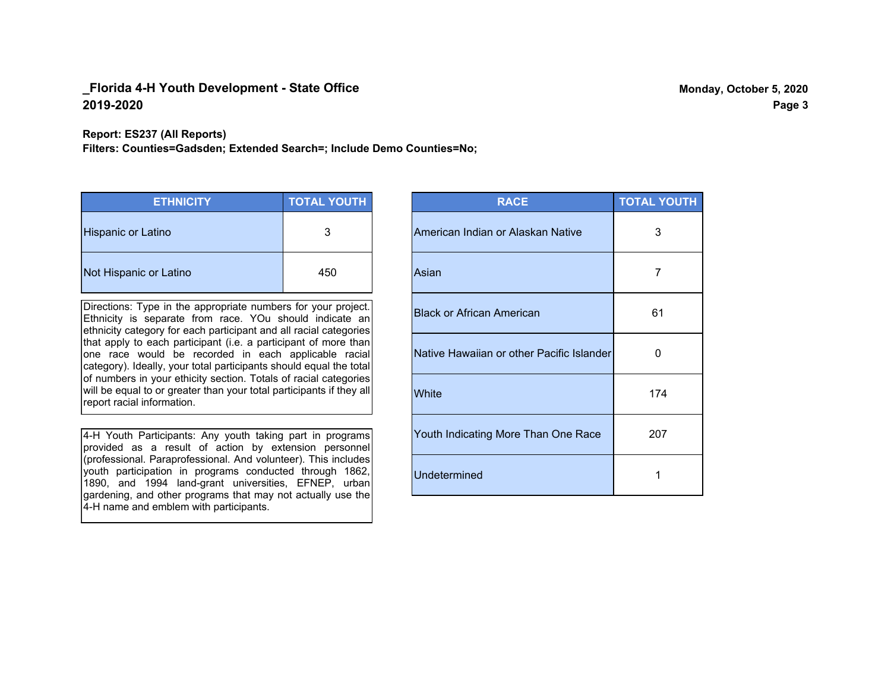## _Florida 4-H Youth Development - State Office
## 2019-2020

Monday, October 5, 2020

**Report: ES237 (All Reports)**
**Filters: Counties=Gadsden; Extended Search=; Include Demo Counties=No;**

| ETHNICITY | TOTAL YOUTH |
|---|---|
| Hispanic or Latino | 3 |
| Not Hispanic or Latino | 450 |

Directions: Type in the appropriate numbers for your project. Ethnicity is separate from race. YOu should indicate an ethnicity category for each participant and all racial categories that apply to each participant (i.e. a participant of more than one race would be recorded in each applicable racial category). Ideally, your total participants should equal the total of numbers in your ethicity section. Totals of racial categories will be equal to or greater than your total participants if they all report racial information.

4-H Youth Participants: Any youth taking part in programs provided as a result of action by extension personnel (professional. Paraprofessional. And volunteer). This includes youth participation in programs conducted through 1862, 1890, and 1994 land-grant universities, EFNEP, urban gardening, and other programs that may not actually use the 4-H name and emblem with participants.

| RACE | TOTAL YOUTH |
|---|---|
| American Indian or Alaskan Native | 3 |
| Asian | 7 |
| Black or African American | 61 |
| Native Hawaiian or other Pacific Islander | 0 |
| White | 174 |
| Youth Indicating More Than One Race | 207 |
| Undetermined | 1 |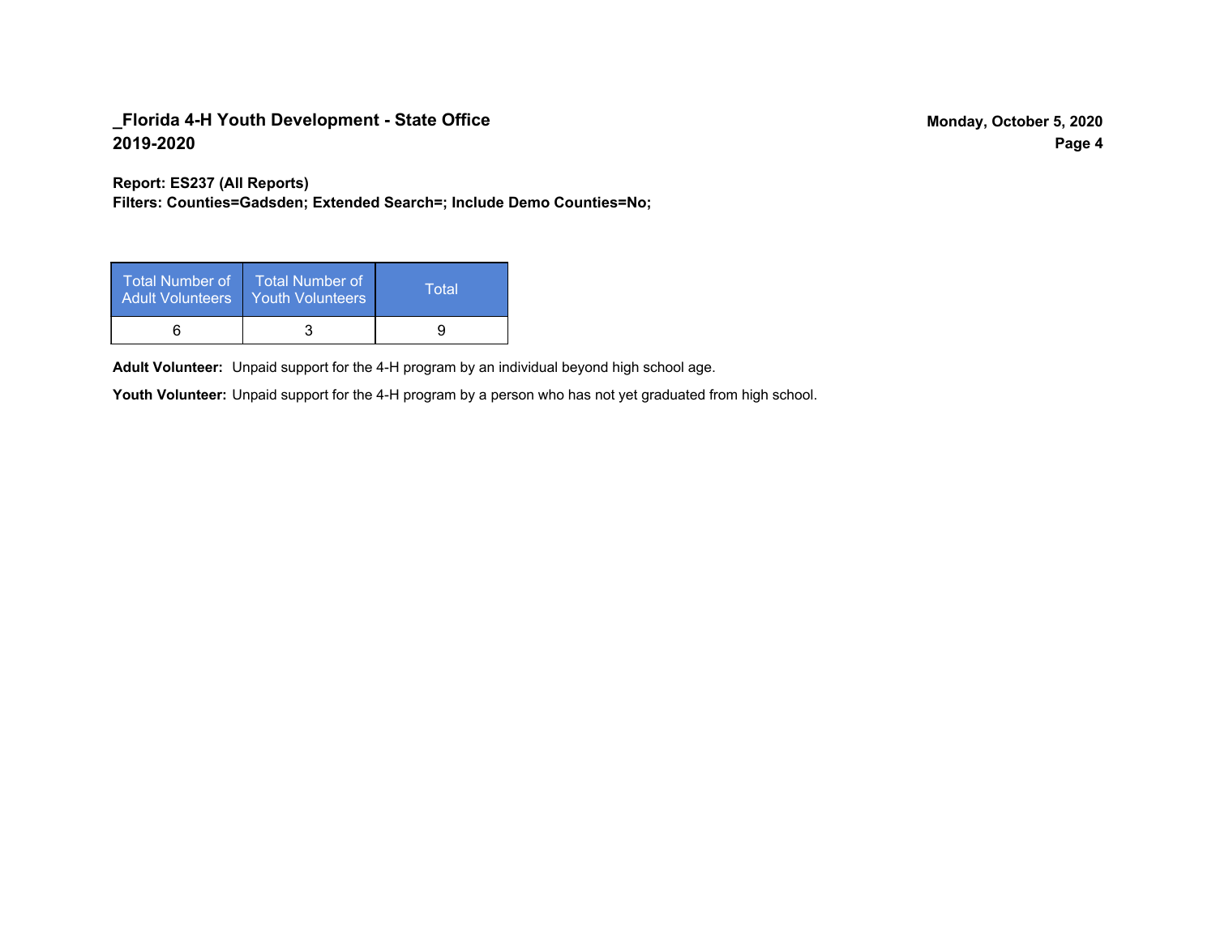**Report: ES237 (All Reports)**
**Filters: Counties=Gadsden; Extended Search=; Include Demo Counties=No;**

| Total Number of Adult Volunteers | Total Number of Youth Volunteers | Total |
| --- | --- | --- |
| 6 | 3 | 9 |

**Adult Volunteer:** Unpaid support for the 4-H program by an individual beyond high school age.

**Youth Volunteer:** Unpaid support for the 4-H program by a person who has not yet graduated from high school.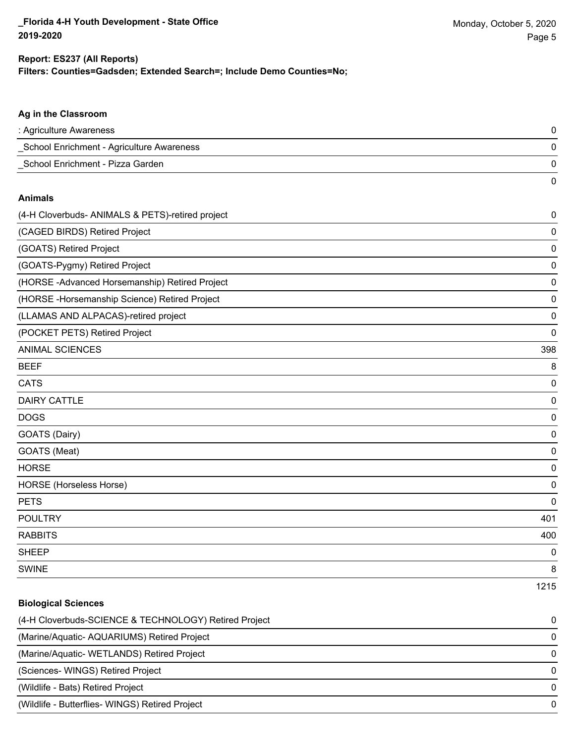**Report: ES237 (All Reports)**

**Filters: Counties=Gadsden; Extended Search=; Include Demo Counties=No;**

### Ag in the Classroom

| | |
|---|---|
| : Agriculture Awareness | 0 |
| _School Enrichment - Agriculture Awareness | 0 |
| _School Enrichment - Pizza Garden | 0 |
| | 0 |

### Animals

| | |
|---|---|
| (4-H Cloverbuds- ANIMALS & PETS)-retired project | 0 |
| (CAGED BIRDS) Retired Project | 0 |
| (GOATS) Retired Project | 0 |
| (GOATS-Pygmy) Retired Project | 0 |
| (HORSE -Advanced Horsemanship) Retired Project | 0 |
| (HORSE -Horsemanship Science) Retired Project | 0 |
| (LLAMAS AND ALPACAS)-retired project | 0 |
| (POCKET PETS) Retired Project | 0 |
| ANIMAL SCIENCES | 398 |
| BEEF | 8 |
| CATS | 0 |
| DAIRY CATTLE | 0 |
| DOGS | 0 |
| GOATS (Dairy) | 0 |
| GOATS (Meat) | 0 |
| HORSE | 0 |
| HORSE (Horseless Horse) | 0 |
| PETS | 0 |
| POULTRY | 401 |
| RABBITS | 400 |
| SHEEP | 0 |
| SWINE | 8 |
| | 1215 |

### Biological Sciences

| | |
|---|---|
| (4-H Cloverbuds-SCIENCE & TECHNOLOGY) Retired Project | 0 |
| (Marine/Aquatic- AQUARIUMS) Retired Project | 0 |
| (Marine/Aquatic- WETLANDS) Retired Project | 0 |
| (Sciences- WINGS) Retired Project | 0 |
| (Wildlife - Bats) Retired Project | 0 |
| (Wildlife - Butterflies- WINGS) Retired Project | 0 |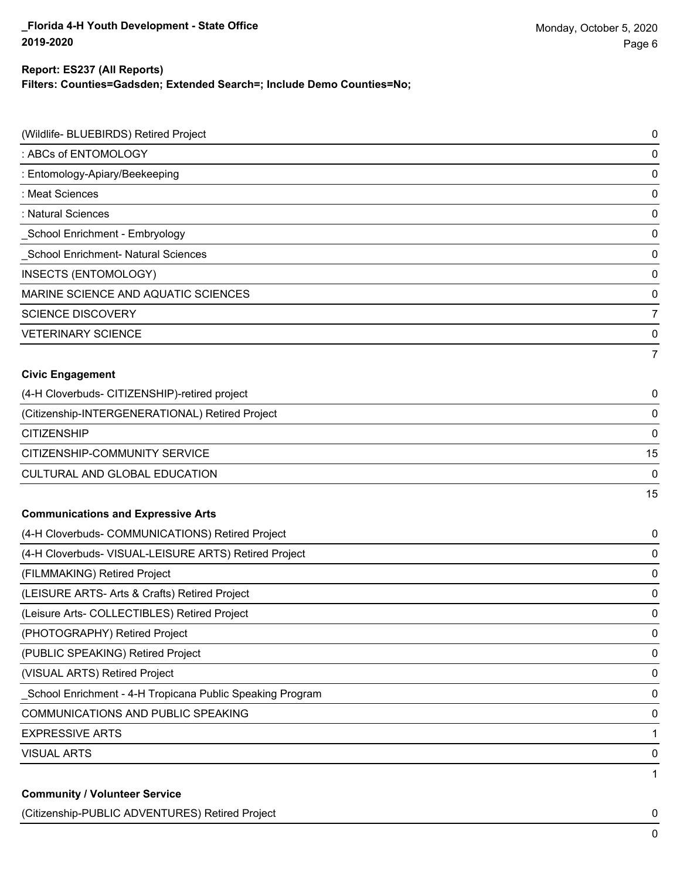## Report: ES237 (All Reports)

**Filters: Counties=Gadsden; Extended Search=; Include Demo Counties=No;**

| | |
|---|---|
| (Wildlife- BLUEBIRDS) Retired Project | 0 |
| : ABCs of ENTOMOLOGY | 0 |
| : Entomology-Apiary/Beekeeping | 0 |
| : Meat Sciences | 0 |
| : Natural Sciences | 0 |
| _School Enrichment - Embryology | 0 |
| _School Enrichment- Natural Sciences | 0 |
| INSECTS (ENTOMOLOGY) | 0 |
| MARINE SCIENCE AND AQUATIC SCIENCES | 0 |
| SCIENCE DISCOVERY | 7 |
| VETERINARY SCIENCE | 0 |
| | 7 |

**Civic Engagement**

| | |
|---|---|
| (4-H Cloverbuds- CITIZENSHIP)-retired project | 0 |
| (Citizenship-INTERGENERATIONAL) Retired Project | 0 |
| CITIZENSHIP | 0 |
| CITIZENSHIP-COMMUNITY SERVICE | 15 |
| CULTURAL AND GLOBAL EDUCATION | 0 |
| | 15 |

**Communications and Expressive Arts**

| | |
|---|---|
| (4-H Cloverbuds- COMMUNICATIONS) Retired Project | 0 |
| (4-H Cloverbuds- VISUAL-LEISURE ARTS) Retired Project | 0 |
| (FILMMAKING) Retired Project | 0 |
| (LEISURE ARTS- Arts & Crafts) Retired Project | 0 |
| (Leisure Arts- COLLECTIBLES) Retired Project | 0 |
| (PHOTOGRAPHY) Retired Project | 0 |
| (PUBLIC SPEAKING) Retired Project | 0 |
| (VISUAL ARTS) Retired Project | 0 |
| _School Enrichment - 4-H Tropicana Public Speaking Program | 0 |
| COMMUNICATIONS AND PUBLIC SPEAKING | 0 |
| EXPRESSIVE ARTS | 1 |
| VISUAL ARTS | 0 |
| | 1 |

**Community / Volunteer Service**

| | |
|---|---|
| (Citizenship-PUBLIC ADVENTURES) Retired Project | 0 |
| | 0 |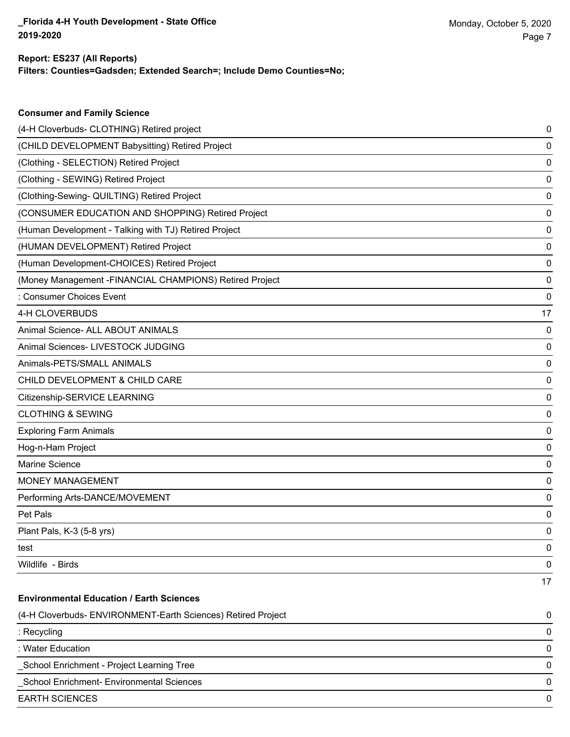**Report: ES237 (All Reports)**
**Filters: Counties=Gadsden; Extended Search=; Include Demo Counties=No;**

### Consumer and Family Science

| | |
|---|---|
| (4-H Cloverbuds- CLOTHING) Retired project | 0 |
| (CHILD DEVELOPMENT Babysitting) Retired Project | 0 |
| (Clothing - SELECTION) Retired Project | 0 |
| (Clothing - SEWING) Retired Project | 0 |
| (Clothing-Sewing- QUILTING) Retired Project | 0 |
| (CONSUMER EDUCATION AND SHOPPING) Retired Project | 0 |
| (Human Development - Talking with TJ) Retired Project | 0 |
| (HUMAN DEVELOPMENT) Retired Project | 0 |
| (Human Development-CHOICES) Retired Project | 0 |
| (Money Management -FINANCIAL CHAMPIONS) Retired Project | 0 |
| : Consumer Choices Event | 0 |
| 4-H CLOVERBUDS | 17 |
| Animal Science- ALL ABOUT ANIMALS | 0 |
| Animal Sciences- LIVESTOCK JUDGING | 0 |
| Animals-PETS/SMALL ANIMALS | 0 |
| CHILD DEVELOPMENT & CHILD CARE | 0 |
| Citizenship-SERVICE LEARNING | 0 |
| CLOTHING & SEWING | 0 |
| Exploring Farm Animals | 0 |
| Hog-n-Ham Project | 0 |
| Marine Science | 0 |
| MONEY MANAGEMENT | 0 |
| Performing Arts-DANCE/MOVEMENT | 0 |
| Pet Pals | 0 |
| Plant Pals, K-3 (5-8 yrs) | 0 |
| test | 0 |
| Wildlife - Birds | 0 |
| | 17 |

### Environmental Education / Earth Sciences

| | |
|---|---|
| (4-H Cloverbuds- ENVIRONMENT-Earth Sciences) Retired Project | 0 |
| : Recycling | 0 |
| : Water Education | 0 |
| _School Enrichment - Project Learning Tree | 0 |
| _School Enrichment- Environmental Sciences | 0 |
| EARTH SCIENCES | 0 |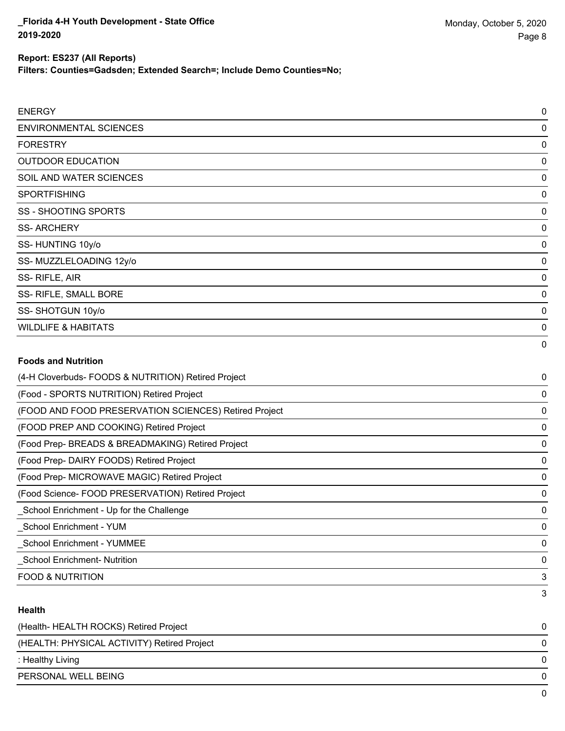**Report: ES237 (All Reports)**
**Filters: Counties=Gadsden; Extended Search=; Include Demo Counties=No;**

| | |
|---|---|
| ENERGY | 0 |
| ENVIRONMENTAL SCIENCES | 0 |
| FORESTRY | 0 |
| OUTDOOR EDUCATION | 0 |
| SOIL AND WATER SCIENCES | 0 |
| SPORTFISHING | 0 |
| SS - SHOOTING SPORTS | 0 |
| SS- ARCHERY | 0 |
| SS- HUNTING 10y/o | 0 |
| SS- MUZZLELOADING 12y/o | 0 |
| SS- RIFLE, AIR | 0 |
| SS- RIFLE, SMALL BORE | 0 |
| SS- SHOTGUN 10y/o | 0 |
| WILDLIFE & HABITATS | 0 |
| | 0 |

**Foods and Nutrition**

| | |
|---|---|
| (4-H Cloverbuds- FOODS & NUTRITION) Retired Project | 0 |
| (Food - SPORTS NUTRITION) Retired Project | 0 |
| (FOOD AND FOOD PRESERVATION SCIENCES) Retired Project | 0 |
| (FOOD PREP AND COOKING) Retired Project | 0 |
| (Food Prep- BREADS & BREADMAKING) Retired Project | 0 |
| (Food Prep- DAIRY FOODS) Retired Project | 0 |
| (Food Prep- MICROWAVE MAGIC) Retired Project | 0 |
| (Food Science- FOOD PRESERVATION) Retired Project | 0 |
| _School Enrichment - Up for the Challenge | 0 |
| _School Enrichment - YUM | 0 |
| _School Enrichment - YUMMEE | 0 |
| _School Enrichment- Nutrition | 0 |
| FOOD & NUTRITION | 3 |
| | 3 |

**Health**

| | |
|---|---|
| (Health- HEALTH ROCKS) Retired Project | 0 |
| (HEALTH: PHYSICAL ACTIVITY) Retired Project | 0 |
| : Healthy Living | 0 |
| PERSONAL WELL BEING | 0 |
| | 0 |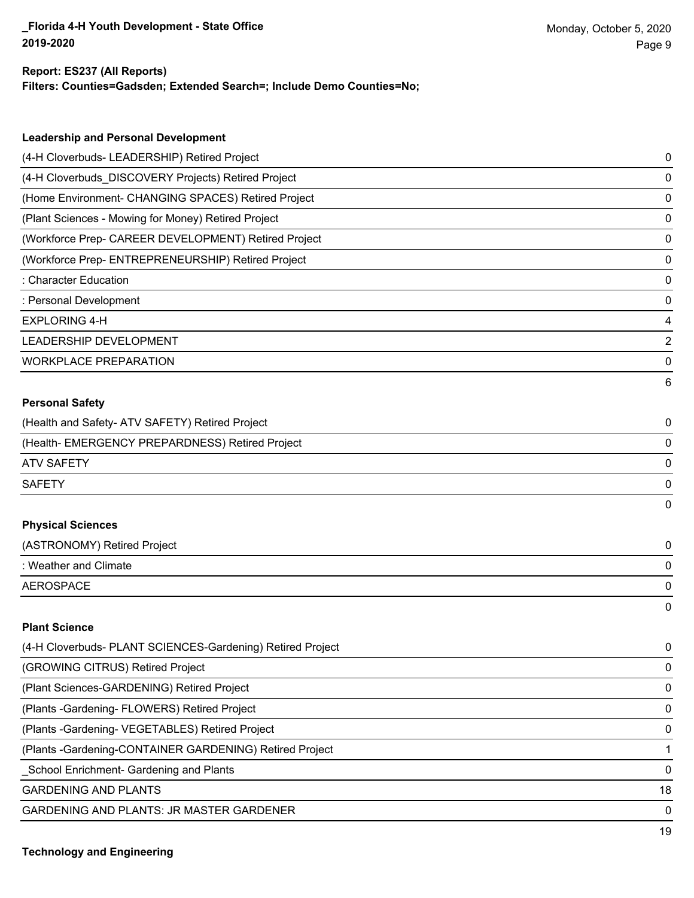**Report: ES237 (All Reports)**
**Filters: Counties=Gadsden; Extended Search=; Include Demo Counties=No;**

### Leadership and Personal Development

| | |
|---|---|
| (4-H Cloverbuds- LEADERSHIP) Retired Project | 0 |
| (4-H Cloverbuds_DISCOVERY Projects) Retired Project | 0 |
| (Home Environment- CHANGING SPACES) Retired Project | 0 |
| (Plant Sciences - Mowing for Money) Retired Project | 0 |
| (Workforce Prep- CAREER DEVELOPMENT) Retired Project | 0 |
| (Workforce Prep- ENTREPRENEURSHIP) Retired Project | 0 |
| : Character Education | 0 |
| : Personal Development | 0 |
| EXPLORING 4-H | 4 |
| LEADERSHIP DEVELOPMENT | 2 |
| WORKPLACE PREPARATION | 0 |
| | 6 |

### Personal Safety

| | |
|---|---|
| (Health and Safety- ATV SAFETY) Retired Project | 0 |
| (Health- EMERGENCY PREPARDNESS) Retired Project | 0 |
| ATV SAFETY | 0 |
| SAFETY | 0 |
| | 0 |

### Physical Sciences

| | |
|---|---|
| (ASTRONOMY) Retired Project | 0 |
| : Weather and Climate | 0 |
| AEROSPACE | 0 |
| | 0 |

### Plant Science

| | |
|---|---|
| (4-H Cloverbuds- PLANT SCIENCES-Gardening) Retired Project | 0 |
| (GROWING CITRUS) Retired Project | 0 |
| (Plant Sciences-GARDENING) Retired Project | 0 |
| (Plants -Gardening- FLOWERS) Retired Project | 0 |
| (Plants -Gardening- VEGETABLES) Retired Project | 0 |
| (Plants -Gardening-CONTAINER GARDENING) Retired Project | 1 |
| _School Enrichment- Gardening and Plants | 0 |
| GARDENING AND PLANTS | 18 |
| GARDENING AND PLANTS: JR MASTER GARDENER | 0 |
| | 19 |

### Technology and Engineering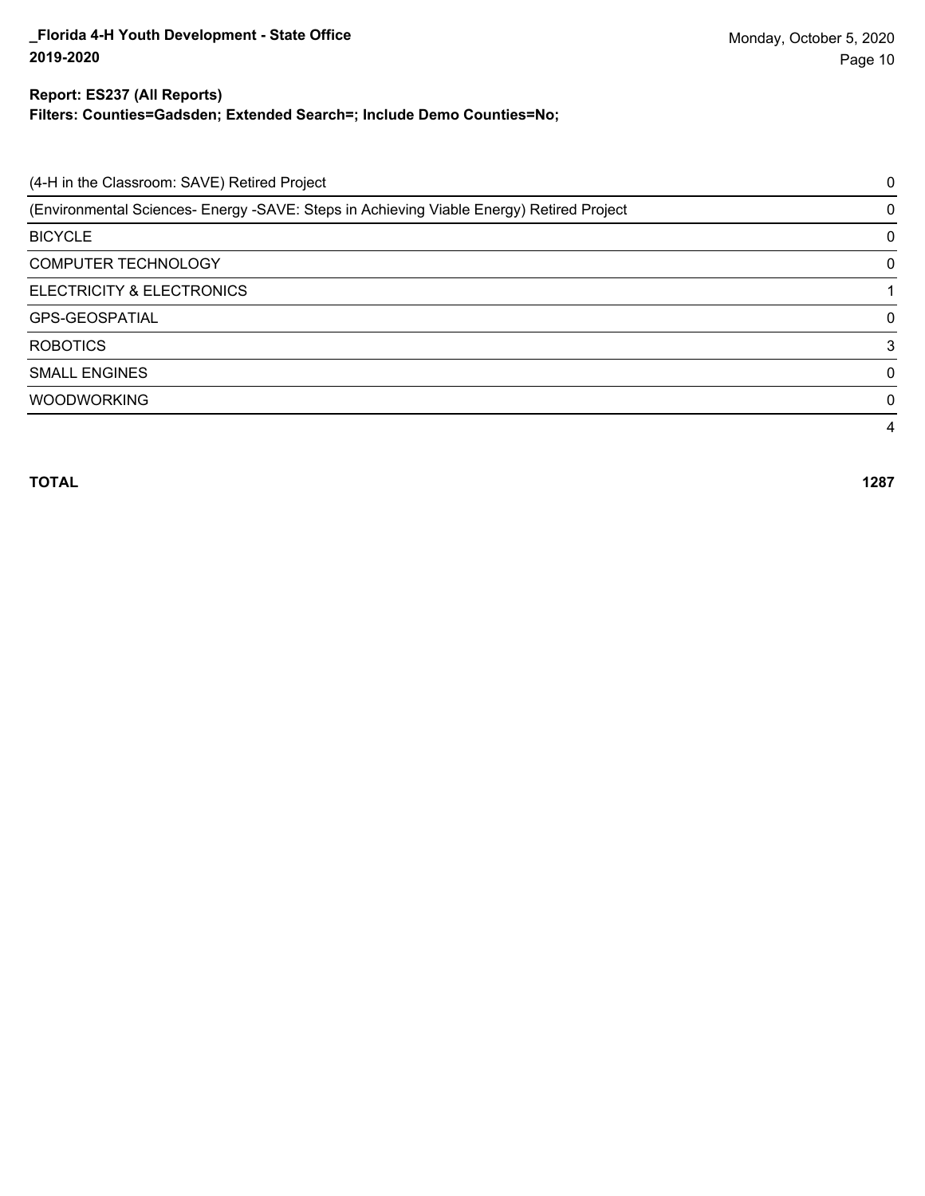**Report: ES237 (All Reports)**
**Filters: Counties=Gadsden; Extended Search=; Include Demo Counties=No;**

| | |
|---|---|
| (4-H in the Classroom: SAVE) Retired Project | 0 |
| (Environmental Sciences- Energy -SAVE: Steps in Achieving Viable Energy) Retired Project | 0 |
| BICYCLE | 0 |
| COMPUTER TECHNOLOGY | 0 |
| ELECTRICITY & ELECTRONICS | 1 |
| GPS-GEOSPATIAL | 0 |
| ROBOTICS | 3 |
| SMALL ENGINES | 0 |
| WOODWORKING | 0 |
| | 4 |

| | |
|---|---|
| **TOTAL** | **1287** |